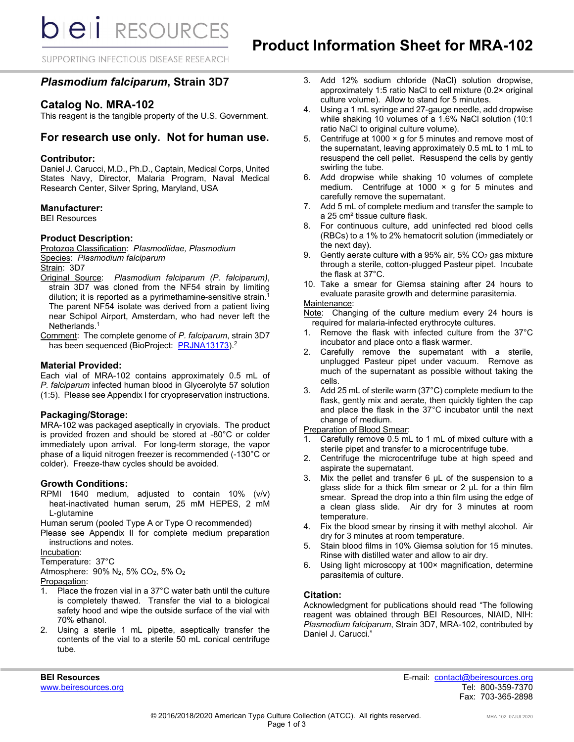# Product Information Sheet for MRA-102

## *Plasmodium falciparum*, Strain 3D7

## Catalog No. MRA-102

This reagent is the tangible property of the U.S. Government.

## For research use only. Not for human use.

### Contributor:

Daniel J. Carucci, M.D., Ph.D., Captain, Medical Corps, United States Navy, Director, Malaria Program, Naval Medical Research Center, Silver Spring, Maryland, USA

### Manufacturer:

BEI Resources

### Product Description:

Protozoa Classification: *Plasmodiidae, Plasmodium*
Species: *Plasmodium falciparum*
Strain: 3D7
Original Source: *Plasmodium falciparum (P. falciparum)*, strain 3D7 was cloned from the NF54 strain by limiting dilution; it is reported as a pyrimethamine-sensitive strain.[1] The parent NF54 isolate was derived from a patient living near Schipol Airport, Amsterdam, who had never left the Netherlands.[1]
Comment: The complete genome of *P. falciparum*, strain 3D7 has been sequenced (BioProject: PRJNA13173).[2]

### Material Provided:

Each vial of MRA-102 contains approximately 0.5 mL of *P. falciparum* infected human blood in Glycerolyte 57 solution (1:5). Please see Appendix I for cryopreservation instructions.

### Packaging/Storage:

MRA-102 was packaged aseptically in cryovials. The product is provided frozen and should be stored at -80°C or colder immediately upon arrival. For long-term storage, the vapor phase of a liquid nitrogen freezer is recommended (-130°C or colder). Freeze-thaw cycles should be avoided.

### Growth Conditions:

RPMI 1640 medium, adjusted to contain 10% (v/v) heat-inactivated human serum, 25 mM HEPES, 2 mM L-glutamine
Human serum (pooled Type A or Type O recommended)
Please see Appendix II for complete medium preparation instructions and notes.

Incubation:
Temperature: 37°C
Atmosphere: 90% $N_2$, 5% $CO_2$, 5% $O_2$

Propagation:

1. Place the frozen vial in a 37°C water bath until the culture is completely thawed. Transfer the vial to a biological safety hood and wipe the outside surface of the vial with 70% ethanol.
2. Using a sterile 1 mL pipette, aseptically transfer the contents of the vial to a sterile 50 mL conical centrifuge tube.
3. Add 12% sodium chloride (NaCl) solution dropwise, approximately 1:5 ratio NaCl to cell mixture (0.2× original culture volume). Allow to stand for 5 minutes.
4. Using a 1 mL syringe and 27-gauge needle, add dropwise while shaking 10 volumes of a 1.6% NaCl solution (10:1 ratio NaCl to original culture volume).
5. Centrifuge at 1000 × g for 5 minutes and remove most of the supernatant, leaving approximately 0.5 mL to 1 mL to resuspend the cell pellet. Resuspend the cells by gently swirling the tube.
6. Add dropwise while shaking 10 volumes of complete medium. Centrifuge at 1000 × g for 5 minutes and carefully remove the supernatant.
7. Add 5 mL of complete medium and transfer the sample to a 25 cm² tissue culture flask.
8. For continuous culture, add uninfected red blood cells (RBCs) to a 1% to 2% hematocrit solution (immediately or the next day).
9. Gently aerate culture with a 95% air, 5% $CO_2$ gas mixture through a sterile, cotton-plugged Pasteur pipet. Incubate the flask at 37°C.
10. Take a smear for Giemsa staining after 24 hours to evaluate parasite growth and determine parasitemia.

Maintenance:
Note: Changing of the culture medium every 24 hours is required for malaria-infected erythrocyte cultures.

1. Remove the flask with infected culture from the 37°C incubator and place onto a flask warmer.
2. Carefully remove the supernatant with a sterile, unplugged Pasteur pipet under vacuum. Remove as much of the supernatant as possible without taking the cells.
3. Add 25 mL of sterile warm (37°C) complete medium to the flask, gently mix and aerate, then quickly tighten the cap and place the flask in the 37°C incubator until the next change of medium.

Preparation of Blood Smear:

1. Carefully remove 0.5 mL to 1 mL of mixed culture with a sterile pipet and transfer to a microcentrifuge tube.
2. Centrifuge the microcentrifuge tube at high speed and aspirate the supernatant.
3. Mix the pellet and transfer 6 µL of the suspension to a glass slide for a thick film smear or 2 µL for a thin film smear. Spread the drop into a thin film using the edge of a clean glass slide. Air dry for 3 minutes at room temperature.
4. Fix the blood smear by rinsing it with methyl alcohol. Air dry for 3 minutes at room temperature.
5. Stain blood films in 10% Giemsa solution for 15 minutes. Rinse with distilled water and allow to air dry.
6. Using light microscopy at 100× magnification, determine parasitemia of culture.

### Citation:

Acknowledgment for publications should read "The following reagent was obtained through BEI Resources, NIAID, NIH: *Plasmodium falciparum*, Strain 3D7, MRA-102, contributed by Daniel J. Carucci."

**BEI Resources**
www.beiresources.org

E-mail: contact@beiresources.org
Tel: 800-359-7370
Fax: 703-365-2898

© 2016/2018/2020 American Type Culture Collection (ATCC). All rights reserved.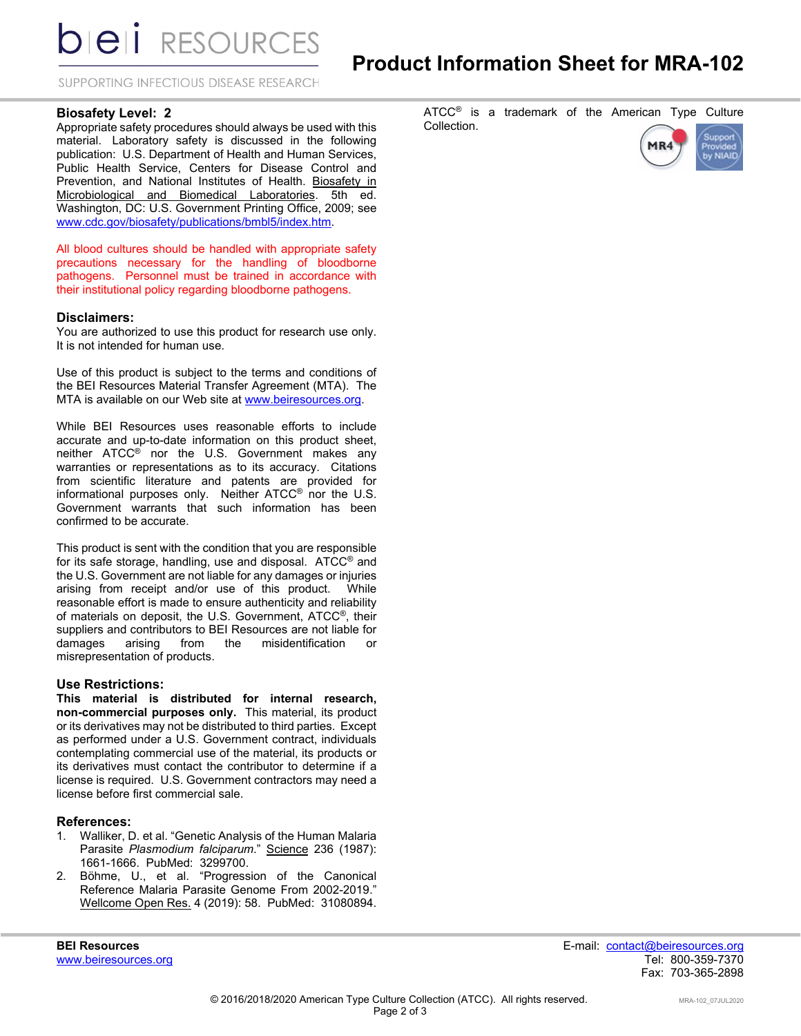## Biosafety Level: 2

Appropriate safety procedures should always be used with this material. Laboratory safety is discussed in the following publication: U.S. Department of Health and Human Services, Public Health Service, Centers for Disease Control and Prevention, and National Institutes of Health. Biosafety in Microbiological and Biomedical Laboratories. 5th ed. Washington, DC: U.S. Government Printing Office, 2009; see www.cdc.gov/biosafety/publications/bmbl5/index.htm.

All blood cultures should be handled with appropriate safety precautions necessary for the handling of bloodborne pathogens. Personnel must be trained in accordance with their institutional policy regarding bloodborne pathogens.

## Disclaimers:

You are authorized to use this product for research use only. It is not intended for human use.

Use of this product is subject to the terms and conditions of the BEI Resources Material Transfer Agreement (MTA). The MTA is available on our Web site at www.beiresources.org.

While BEI Resources uses reasonable efforts to include accurate and up-to-date information on this product sheet, neither ATCC® nor the U.S. Government makes any warranties or representations as to its accuracy. Citations from scientific literature and patents are provided for informational purposes only. Neither ATCC® nor the U.S. Government warrants that such information has been confirmed to be accurate.

This product is sent with the condition that you are responsible for its safe storage, handling, use and disposal. ATCC® and the U.S. Government are not liable for any damages or injuries arising from receipt and/or use of this product. While reasonable effort is made to ensure authenticity and reliability of materials on deposit, the U.S. Government, ATCC®, their suppliers and contributors to BEI Resources are not liable for damages arising from the misidentification or misrepresentation of products.

## Use Restrictions:

**This material is distributed for internal research, non-commercial purposes only.** This material, its product or its derivatives may not be distributed to third parties. Except as performed under a U.S. Government contract, individuals contemplating commercial use of the material, its products or its derivatives must contact the contributor to determine if a license is required. U.S. Government contractors may need a license before first commercial sale.

## References:

1. Walliker, D. et al. "Genetic Analysis of the Human Malaria Parasite *Plasmodium falciparum*." Science 236 (1987): 1661-1666. PubMed: 3299700.
2. Böhme, U., et al. "Progression of the Canonical Reference Malaria Parasite Genome From 2002-2019." Wellcome Open Res. 4 (2019): 58. PubMed: 31080894.

ATCC® is a trademark of the American Type Culture Collection.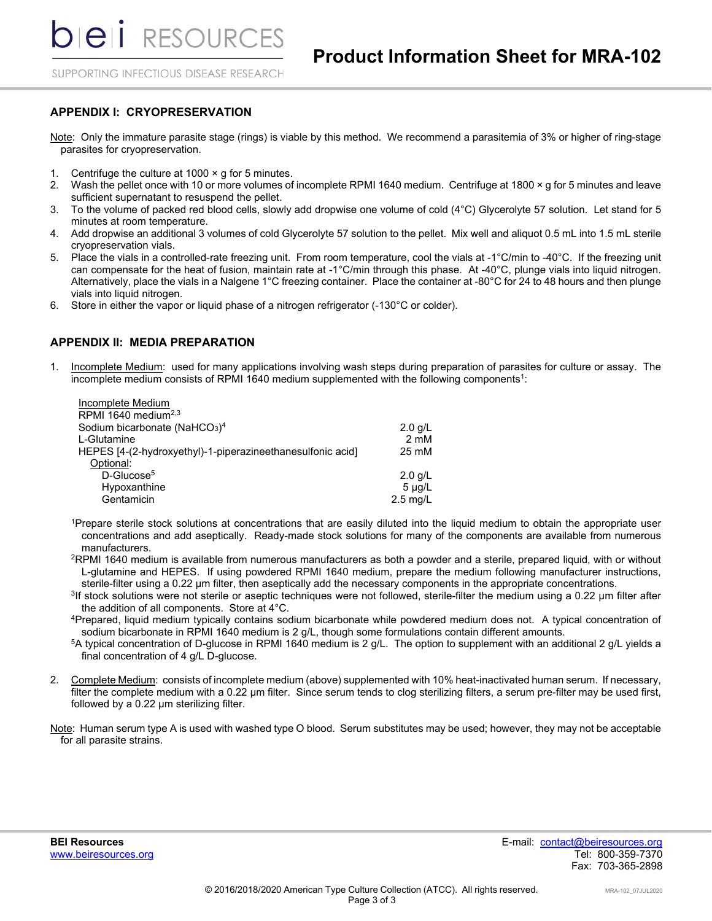## APPENDIX I: CRYOPRESERVATION

Note: Only the immature parasite stage (rings) is viable by this method. We recommend a parasitemia of 3% or higher of ring-stage parasites for cryopreservation.

1. Centrifuge the culture at 1000 × g for 5 minutes.
2. Wash the pellet once with 10 or more volumes of incomplete RPMI 1640 medium. Centrifuge at 1800 × g for 5 minutes and leave sufficient supernatant to resuspend the pellet.
3. To the volume of packed red blood cells, slowly add dropwise one volume of cold (4°C) Glycerolyte 57 solution. Let stand for 5 minutes at room temperature.
4. Add dropwise an additional 3 volumes of cold Glycerolyte 57 solution to the pellet. Mix well and aliquot 0.5 mL into 1.5 mL sterile cryopreservation vials.
5. Place the vials in a controlled-rate freezing unit. From room temperature, cool the vials at -1°C/min to -40°C. If the freezing unit can compensate for the heat of fusion, maintain rate at -1°C/min through this phase. At -40°C, plunge vials into liquid nitrogen. Alternatively, place the vials in a Nalgene 1°C freezing container. Place the container at -80°C for 24 to 48 hours and then plunge vials into liquid nitrogen.
6. Store in either the vapor or liquid phase of a nitrogen refrigerator (-130°C or colder).

## APPENDIX II: MEDIA PREPARATION

1. Incomplete Medium: used for many applications involving wash steps during preparation of parasites for culture or assay. The incomplete medium consists of RPMI 1640 medium supplemented with the following components[1]:

| Incomplete Medium | |
|---|---|
| RPMI 1640 medium[2,3] | |
| Sodium bicarbonate ($NaHCO_3$)[4] | 2.0 g/L |
| L-Glutamine | 2 mM |
| HEPES [4-(2-hydroxyethyl)-1-piperazineethanesulfonic acid] | 25 mM |
| Optional: | |
| D-Glucose[5] | 2.0 g/L |
| Hypoxanthine | 5 µg/L |
| Gentamicin | 2.5 mg/L |

[1]Prepare sterile stock solutions at concentrations that are easily diluted into the liquid medium to obtain the appropriate user concentrations and add aseptically. Ready-made stock solutions for many of the components are available from numerous manufacturers.

[2]RPMI 1640 medium is available from numerous manufacturers as both a powder and a sterile, prepared liquid, with or without L-glutamine and HEPES. If using powdered RPMI 1640 medium, prepare the medium following manufacturer instructions, sterile-filter using a 0.22 µm filter, then aseptically add the necessary components in the appropriate concentrations.

[3]If stock solutions were not sterile or aseptic techniques were not followed, sterile-filter the medium using a 0.22 µm filter after the addition of all components. Store at 4°C.

[4]Prepared, liquid medium typically contains sodium bicarbonate while powdered medium does not. A typical concentration of sodium bicarbonate in RPMI 1640 medium is 2 g/L, though some formulations contain different amounts.

[5]A typical concentration of D-glucose in RPMI 1640 medium is 2 g/L. The option to supplement with an additional 2 g/L yields a final concentration of 4 g/L D-glucose.

2. Complete Medium: consists of incomplete medium (above) supplemented with 10% heat-inactivated human serum. If necessary, filter the complete medium with a 0.22 µm filter. Since serum tends to clog sterilizing filters, a serum pre-filter may be used first, followed by a 0.22 µm sterilizing filter.

Note: Human serum type A is used with washed type O blood. Serum substitutes may be used; however, they may not be acceptable for all parasite strains.

**BEI Resources**
www.beiresources.org

E-mail: contact@beiresources.org
Tel: 800-359-7370
Fax: 703-365-2898

© 2016/2018/2020 American Type Culture Collection (ATCC). All rights reserved.

MRA-102_07JUL2020